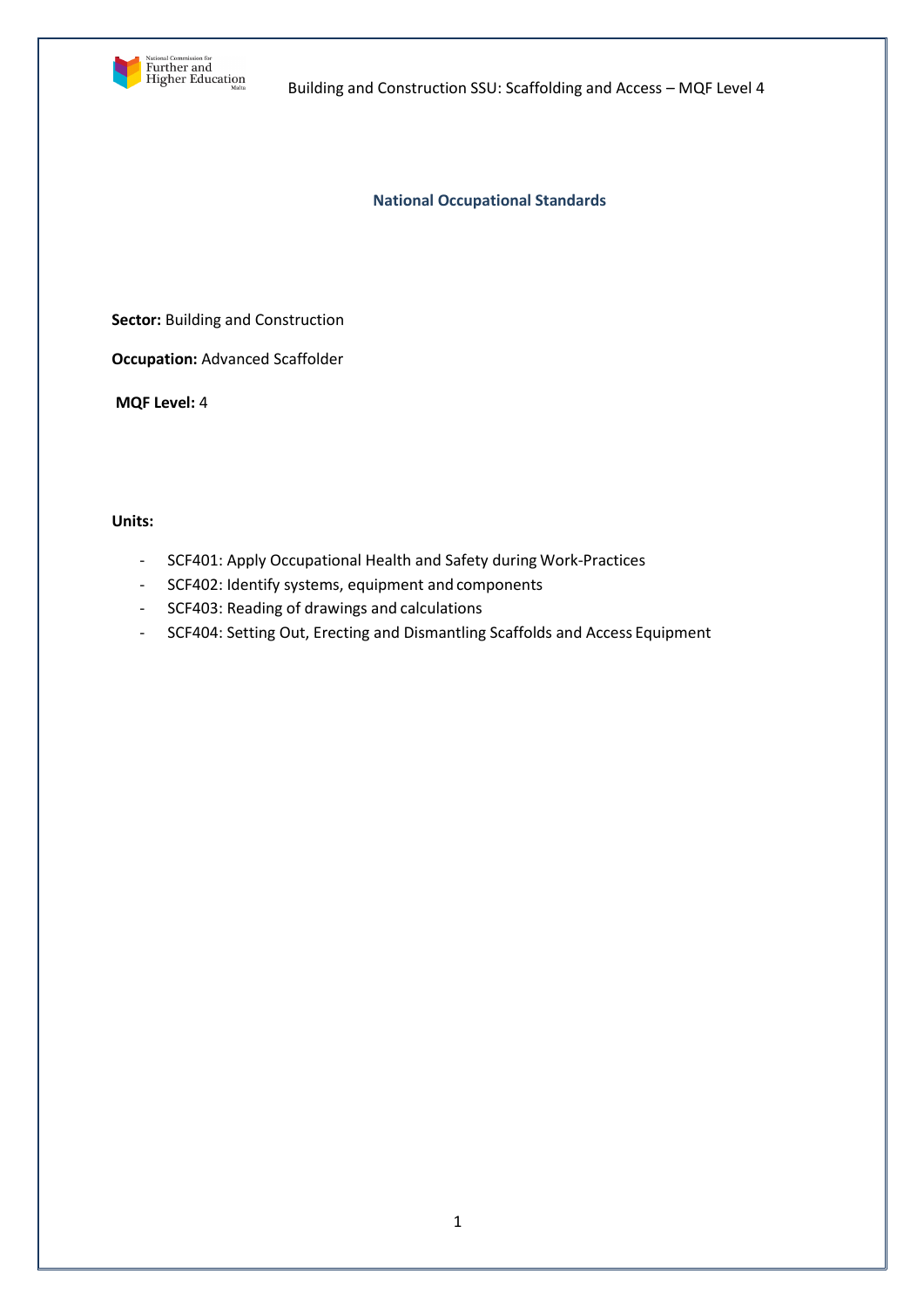# National Occupational Standards

**Sector:** Building and Construction

**Occupation:** Advanced Scaffolder

**MQF Level:** 4

**Units:**

- SCF401: Apply Occupational Health and Safety during Work-Practices
- SCF402: Identify systems, equipment and components
- SCF403: Reading of drawings and calculations
- SCF404: Setting Out, Erecting and Dismantling Scaffolds and Access Equipment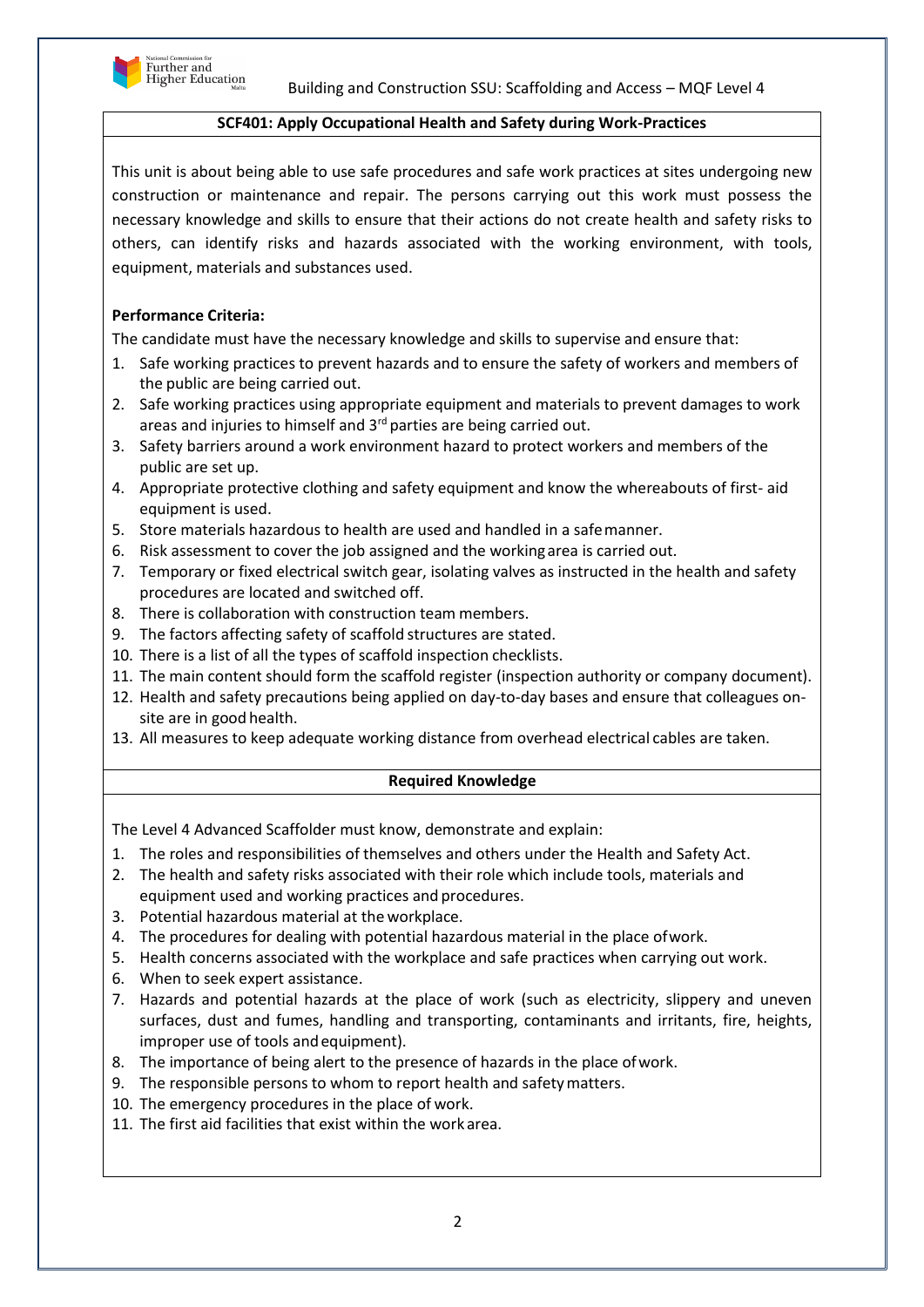**SCF401: Apply Occupational Health and Safety during Work-Practices**

This unit is about being able to use safe procedures and safe work practices at sites undergoing new construction or maintenance and repair. The persons carrying out this work must possess the necessary knowledge and skills to ensure that their actions do not create health and safety risks to others, can identify risks and hazards associated with the working environment, with tools, equipment, materials and substances used.

**Performance Criteria:**

The candidate must have the necessary knowledge and skills to supervise and ensure that:

1. Safe working practices to prevent hazards and to ensure the safety of workers and members of the public are being carried out.
2. Safe working practices using appropriate equipment and materials to prevent damages to work areas and injuries to himself and 3rd parties are being carried out.
3. Safety barriers around a work environment hazard to protect workers and members of the public are set up.
4. Appropriate protective clothing and safety equipment and know the whereabouts of first- aid equipment is used.
5. Store materials hazardous to health are used and handled in a safe manner.
6. Risk assessment to cover the job assigned and the working area is carried out.
7. Temporary or fixed electrical switch gear, isolating valves as instructed in the health and safety procedures are located and switched off.
8. There is collaboration with construction team members.
9. The factors affecting safety of scaffold structures are stated.
10. There is a list of all the types of scaffold inspection checklists.
11. The main content should form the scaffold register (inspection authority or company document).
12. Health and safety precautions being applied on day-to-day bases and ensure that colleagues on-site are in good health.
13. All measures to keep adequate working distance from overhead electrical cables are taken.

**Required Knowledge**

The Level 4 Advanced Scaffolder must know, demonstrate and explain:

1. The roles and responsibilities of themselves and others under the Health and Safety Act.
2. The health and safety risks associated with their role which include tools, materials and equipment used and working practices and procedures.
3. Potential hazardous material at the workplace.
4. The procedures for dealing with potential hazardous material in the place of work.
5. Health concerns associated with the workplace and safe practices when carrying out work.
6. When to seek expert assistance.
7. Hazards and potential hazards at the place of work (such as electricity, slippery and uneven surfaces, dust and fumes, handling and transporting, contaminants and irritants, fire, heights, improper use of tools and equipment).
8. The importance of being alert to the presence of hazards in the place of work.
9. The responsible persons to whom to report health and safety matters.
10. The emergency procedures in the place of work.
11. The first aid facilities that exist within the work area.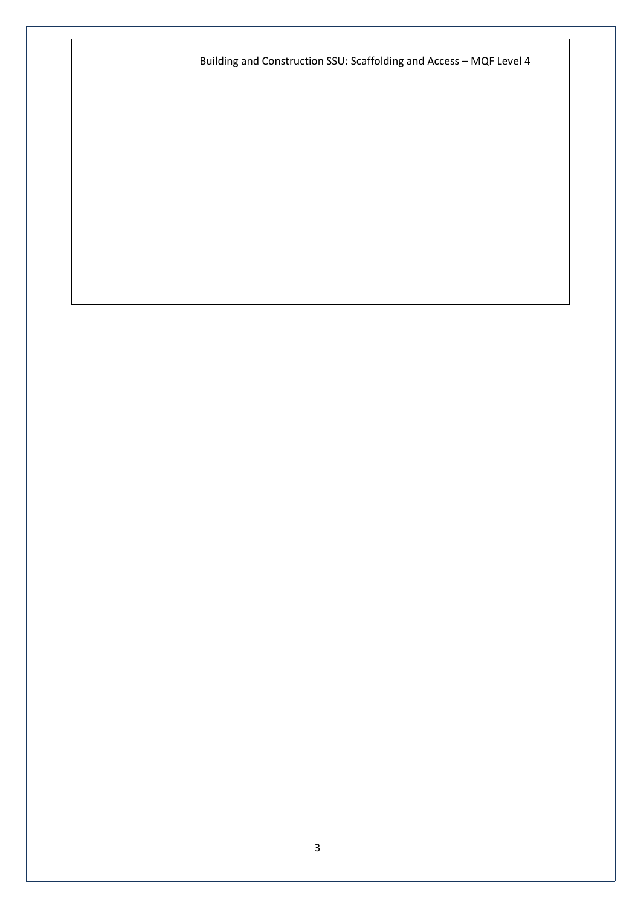Building and Construction SSU: Scaffolding and Access – MQF Level 4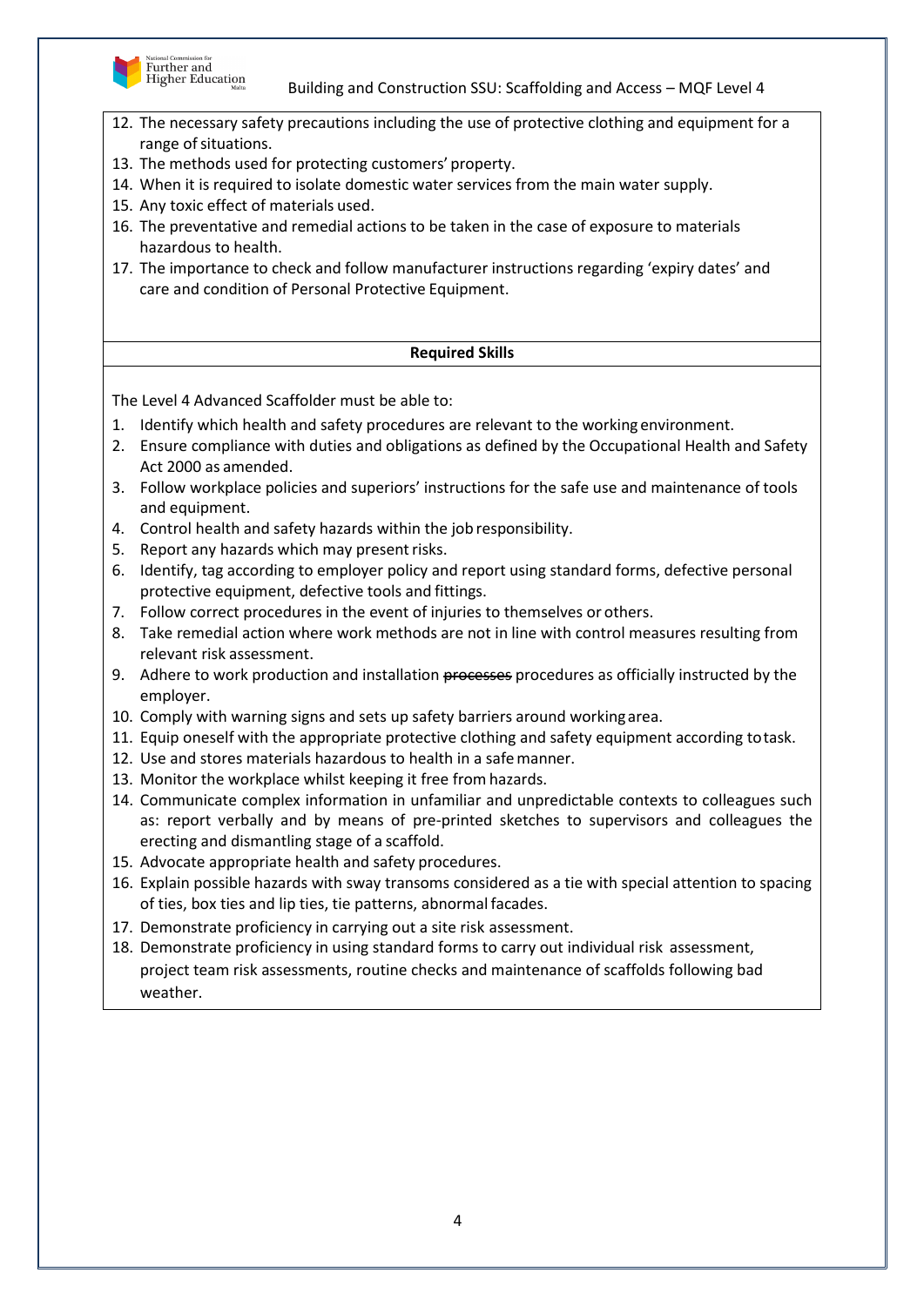12. The necessary safety precautions including the use of protective clothing and equipment for a range of situations.
13. The methods used for protecting customers' property.
14. When it is required to isolate domestic water services from the main water supply.
15. Any toxic effect of materials used.
16. The preventative and remedial actions to be taken in the case of exposure to materials hazardous to health.
17. The importance to check and follow manufacturer instructions regarding 'expiry dates' and care and condition of Personal Protective Equipment.

**Required Skills**

The Level 4 Advanced Scaffolder must be able to:

1. Identify which health and safety procedures are relevant to the working environment.
2. Ensure compliance with duties and obligations as defined by the Occupational Health and Safety Act 2000 as amended.
3. Follow workplace policies and superiors' instructions for the safe use and maintenance of tools and equipment.
4. Control health and safety hazards within the job responsibility.
5. Report any hazards which may present risks.
6. Identify, tag according to employer policy and report using standard forms, defective personal protective equipment, defective tools and fittings.
7. Follow correct procedures in the event of injuries to themselves or others.
8. Take remedial action where work methods are not in line with control measures resulting from relevant risk assessment.
9. Adhere to work production and installation ~~processes~~ procedures as officially instructed by the employer.
10. Comply with warning signs and sets up safety barriers around working area.
11. Equip oneself with the appropriate protective clothing and safety equipment according to task.
12. Use and stores materials hazardous to health in a safe manner.
13. Monitor the workplace whilst keeping it free from hazards.
14. Communicate complex information in unfamiliar and unpredictable contexts to colleagues such as: report verbally and by means of pre-printed sketches to supervisors and colleagues the erecting and dismantling stage of a scaffold.
15. Advocate appropriate health and safety procedures.
16. Explain possible hazards with sway transoms considered as a tie with special attention to spacing of ties, box ties and lip ties, tie patterns, abnormal facades.
17. Demonstrate proficiency in carrying out a site risk assessment.
18. Demonstrate proficiency in using standard forms to carry out individual risk assessment, project team risk assessments, routine checks and maintenance of scaffolds following bad weather.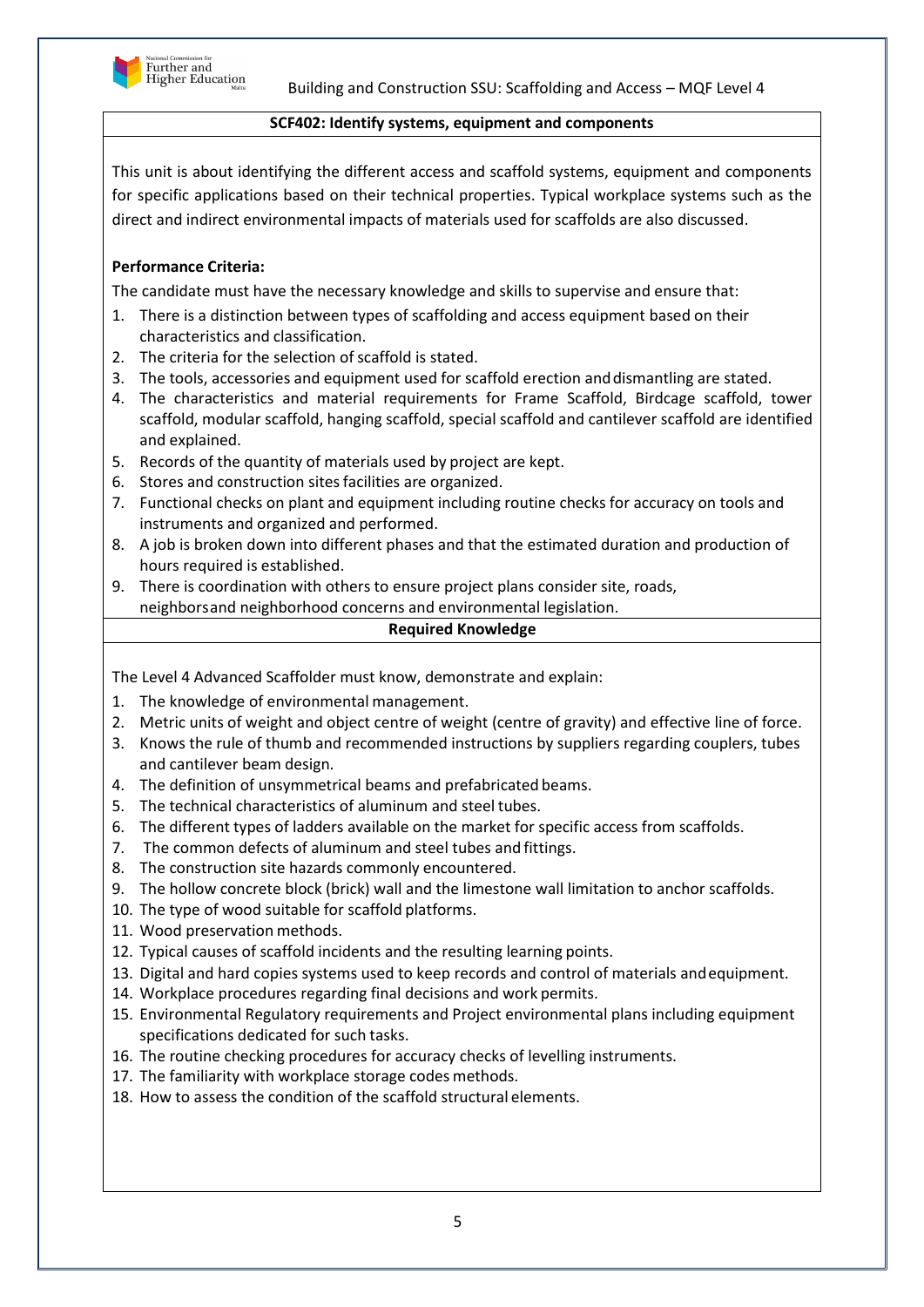## SCF402: Identify systems, equipment and components

This unit is about identifying the different access and scaffold systems, equipment and components for specific applications based on their technical properties. Typical workplace systems such as the direct and indirect environmental impacts of materials used for scaffolds are also discussed.

**Performance Criteria:**

The candidate must have the necessary knowledge and skills to supervise and ensure that:

1. There is a distinction between types of scaffolding and access equipment based on their characteristics and classification.
2. The criteria for the selection of scaffold is stated.
3. The tools, accessories and equipment used for scaffold erection and dismantling are stated.
4. The characteristics and material requirements for Frame Scaffold, Birdcage scaffold, tower scaffold, modular scaffold, hanging scaffold, special scaffold and cantilever scaffold are identified and explained.
5. Records of the quantity of materials used by project are kept.
6. Stores and construction sites facilities are organized.
7. Functional checks on plant and equipment including routine checks for accuracy on tools and instruments and organized and performed.
8. A job is broken down into different phases and that the estimated duration and production of hours required is established.
9. There is coordination with others to ensure project plans consider site, roads, neighbors and neighborhood concerns and environmental legislation.

### Required Knowledge

The Level 4 Advanced Scaffolder must know, demonstrate and explain:

1. The knowledge of environmental management.
2. Metric units of weight and object centre of weight (centre of gravity) and effective line of force.
3. Knows the rule of thumb and recommended instructions by suppliers regarding couplers, tubes and cantilever beam design.
4. The definition of unsymmetrical beams and prefabricated beams.
5. The technical characteristics of aluminum and steel tubes.
6. The different types of ladders available on the market for specific access from scaffolds.
7. The common defects of aluminum and steel tubes and fittings.
8. The construction site hazards commonly encountered.
9. The hollow concrete block (brick) wall and the limestone wall limitation to anchor scaffolds.
10. The type of wood suitable for scaffold platforms.
11. Wood preservation methods.
12. Typical causes of scaffold incidents and the resulting learning points.
13. Digital and hard copies systems used to keep records and control of materials and equipment.
14. Workplace procedures regarding final decisions and work permits.
15. Environmental Regulatory requirements and Project environmental plans including equipment specifications dedicated for such tasks.
16. The routine checking procedures for accuracy checks of levelling instruments.
17. The familiarity with workplace storage codes methods.
18. How to assess the condition of the scaffold structural elements.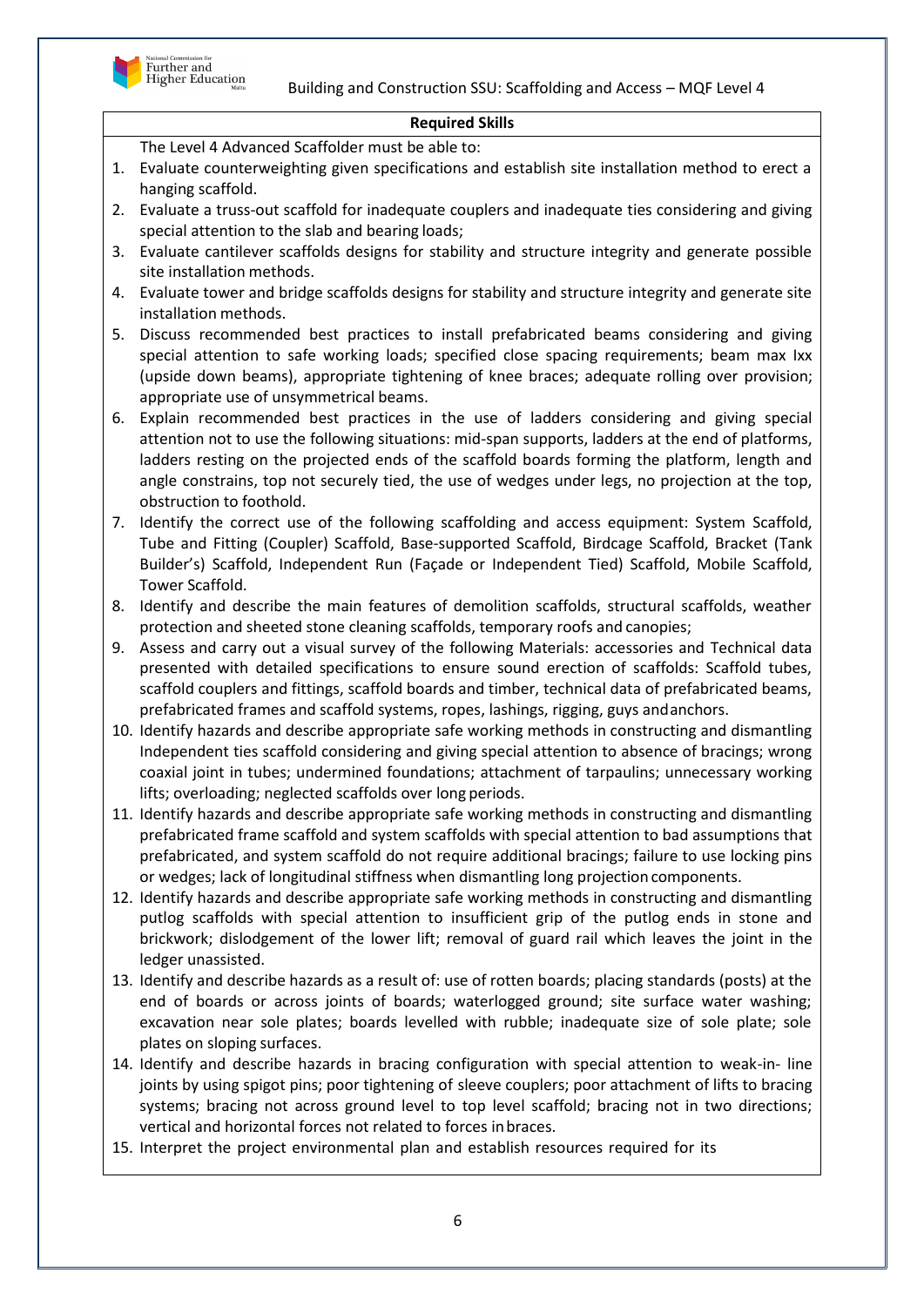**Required Skills**

The Level 4 Advanced Scaffolder must be able to:

1. Evaluate counterweighting given specifications and establish site installation method to erect a hanging scaffold.
2. Evaluate a truss-out scaffold for inadequate couplers and inadequate ties considering and giving special attention to the slab and bearing loads;
3. Evaluate cantilever scaffolds designs for stability and structure integrity and generate possible site installation methods.
4. Evaluate tower and bridge scaffolds designs for stability and structure integrity and generate site installation methods.
5. Discuss recommended best practices to install prefabricated beams considering and giving special attention to safe working loads; specified close spacing requirements; beam max Ixx (upside down beams), appropriate tightening of knee braces; adequate rolling over provision; appropriate use of unsymmetrical beams.
6. Explain recommended best practices in the use of ladders considering and giving special attention not to use the following situations: mid-span supports, ladders at the end of platforms, ladders resting on the projected ends of the scaffold boards forming the platform, length and angle constrains, top not securely tied, the use of wedges under legs, no projection at the top, obstruction to foothold.
7. Identify the correct use of the following scaffolding and access equipment: System Scaffold, Tube and Fitting (Coupler) Scaffold, Base-supported Scaffold, Birdcage Scaffold, Bracket (Tank Builder's) Scaffold, Independent Run (Façade or Independent Tied) Scaffold, Mobile Scaffold, Tower Scaffold.
8. Identify and describe the main features of demolition scaffolds, structural scaffolds, weather protection and sheeted stone cleaning scaffolds, temporary roofs and canopies;
9. Assess and carry out a visual survey of the following Materials: accessories and Technical data presented with detailed specifications to ensure sound erection of scaffolds: Scaffold tubes, scaffold couplers and fittings, scaffold boards and timber, technical data of prefabricated beams, prefabricated frames and scaffold systems, ropes, lashings, rigging, guys and anchors.
10. Identify hazards and describe appropriate safe working methods in constructing and dismantling Independent ties scaffold considering and giving special attention to absence of bracings; wrong coaxial joint in tubes; undermined foundations; attachment of tarpaulins; unnecessary working lifts; overloading; neglected scaffolds over long periods.
11. Identify hazards and describe appropriate safe working methods in constructing and dismantling prefabricated frame scaffold and system scaffolds with special attention to bad assumptions that prefabricated, and system scaffold do not require additional bracings; failure to use locking pins or wedges; lack of longitudinal stiffness when dismantling long projection components.
12. Identify hazards and describe appropriate safe working methods in constructing and dismantling putlog scaffolds with special attention to insufficient grip of the putlog ends in stone and brickwork; dislodgement of the lower lift; removal of guard rail which leaves the joint in the ledger unassisted.
13. Identify and describe hazards as a result of: use of rotten boards; placing standards (posts) at the end of boards or across joints of boards; waterlogged ground; site surface water washing; excavation near sole plates; boards levelled with rubble; inadequate size of sole plate; sole plates on sloping surfaces.
14. Identify and describe hazards in bracing configuration with special attention to weak-in- line joints by using spigot pins; poor tightening of sleeve couplers; poor attachment of lifts to bracing systems; bracing not across ground level to top level scaffold; bracing not in two directions; vertical and horizontal forces not related to forces in braces.
15. Interpret the project environmental plan and establish resources required for its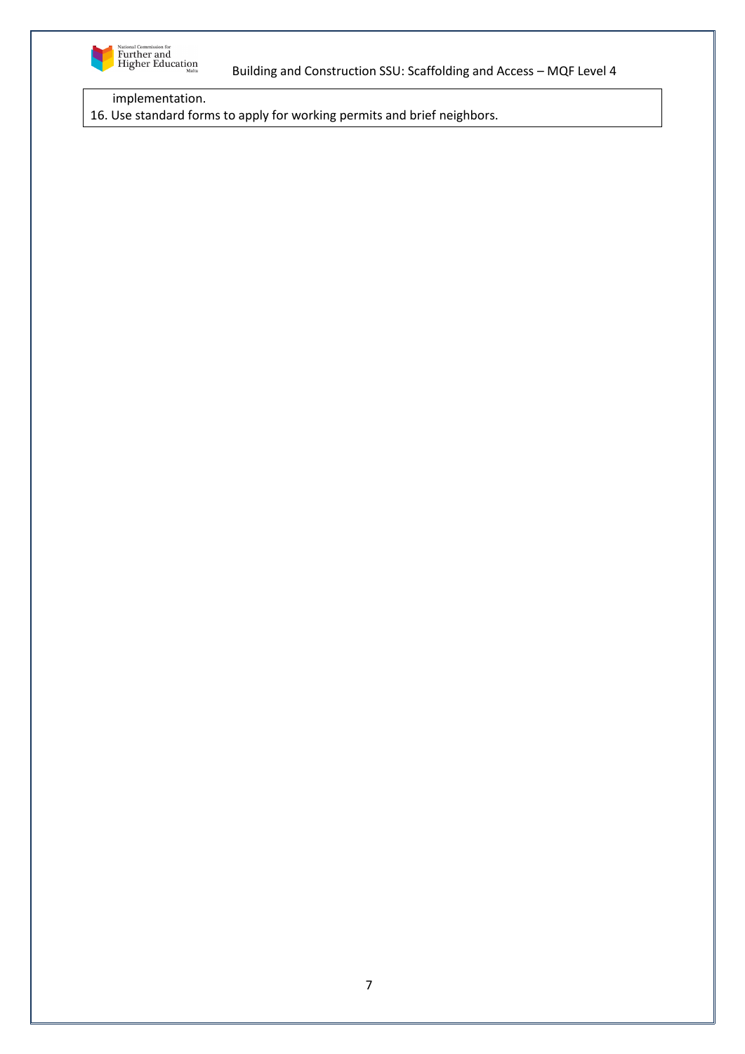implementation.

16. Use standard forms to apply for working permits and brief neighbors.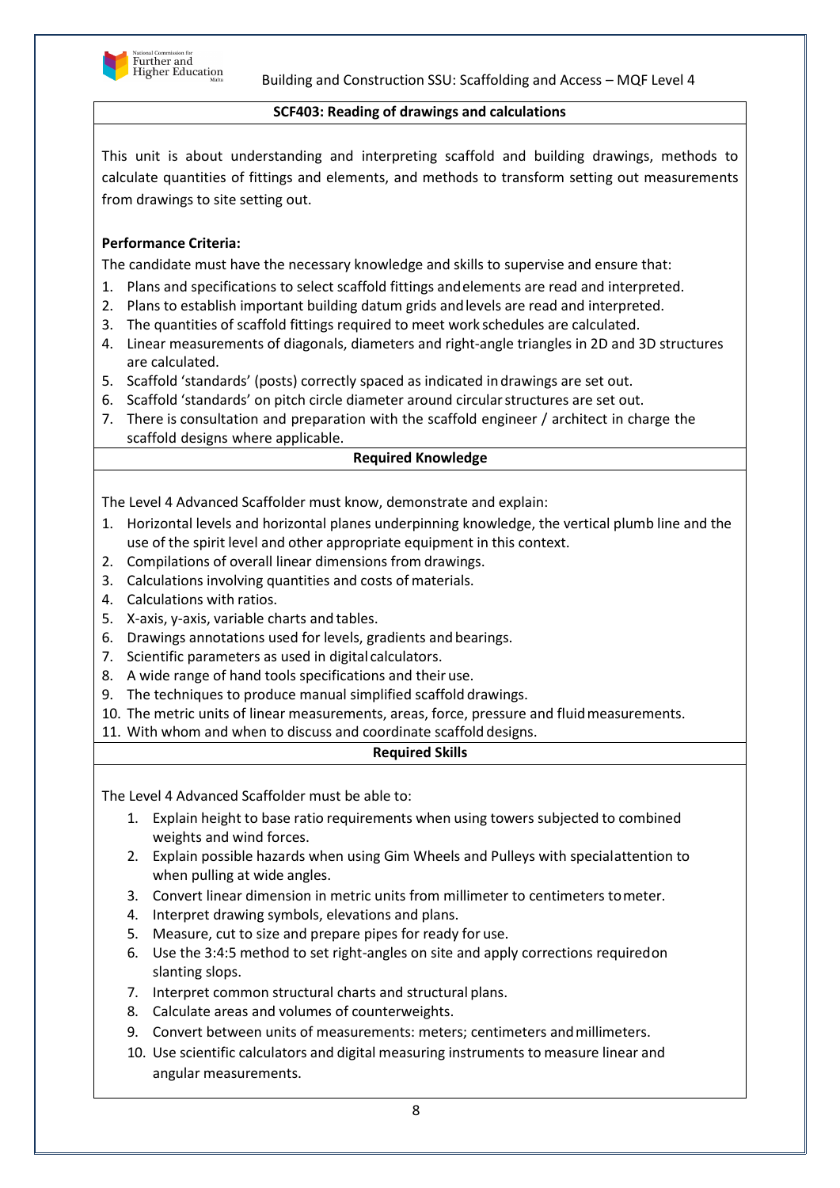## SCF403: Reading of drawings and calculations

This unit is about understanding and interpreting scaffold and building drawings, methods to calculate quantities of fittings and elements, and methods to transform setting out measurements from drawings to site setting out.

**Performance Criteria:**

The candidate must have the necessary knowledge and skills to supervise and ensure that:

1. Plans and specifications to select scaffold fittings and elements are read and interpreted.
2. Plans to establish important building datum grids and levels are read and interpreted.
3. The quantities of scaffold fittings required to meet work schedules are calculated.
4. Linear measurements of diagonals, diameters and right-angle triangles in 2D and 3D structures are calculated.
5. Scaffold 'standards' (posts) correctly spaced as indicated in drawings are set out.
6. Scaffold 'standards' on pitch circle diameter around circular structures are set out.
7. There is consultation and preparation with the scaffold engineer / architect in charge the scaffold designs where applicable.

### Required Knowledge

The Level 4 Advanced Scaffolder must know, demonstrate and explain:

1. Horizontal levels and horizontal planes underpinning knowledge, the vertical plumb line and the use of the spirit level and other appropriate equipment in this context.
2. Compilations of overall linear dimensions from drawings.
3. Calculations involving quantities and costs of materials.
4. Calculations with ratios.
5. X-axis, y-axis, variable charts and tables.
6. Drawings annotations used for levels, gradients and bearings.
7. Scientific parameters as used in digital calculators.
8. A wide range of hand tools specifications and their use.
9. The techniques to produce manual simplified scaffold drawings.
10. The metric units of linear measurements, areas, force, pressure and fluid measurements.
11. With whom and when to discuss and coordinate scaffold designs.

### Required Skills

The Level 4 Advanced Scaffolder must be able to:

1. Explain height to base ratio requirements when using towers subjected to combined weights and wind forces.
2. Explain possible hazards when using Gim Wheels and Pulleys with special attention to when pulling at wide angles.
3. Convert linear dimension in metric units from millimeter to centimeters to meter.
4. Interpret drawing symbols, elevations and plans.
5. Measure, cut to size and prepare pipes for ready for use.
6. Use the 3:4:5 method to set right-angles on site and apply corrections required on slanting slops.
7. Interpret common structural charts and structural plans.
8. Calculate areas and volumes of counterweights.
9. Convert between units of measurements: meters; centimeters and millimeters.
10. Use scientific calculators and digital measuring instruments to measure linear and angular measurements.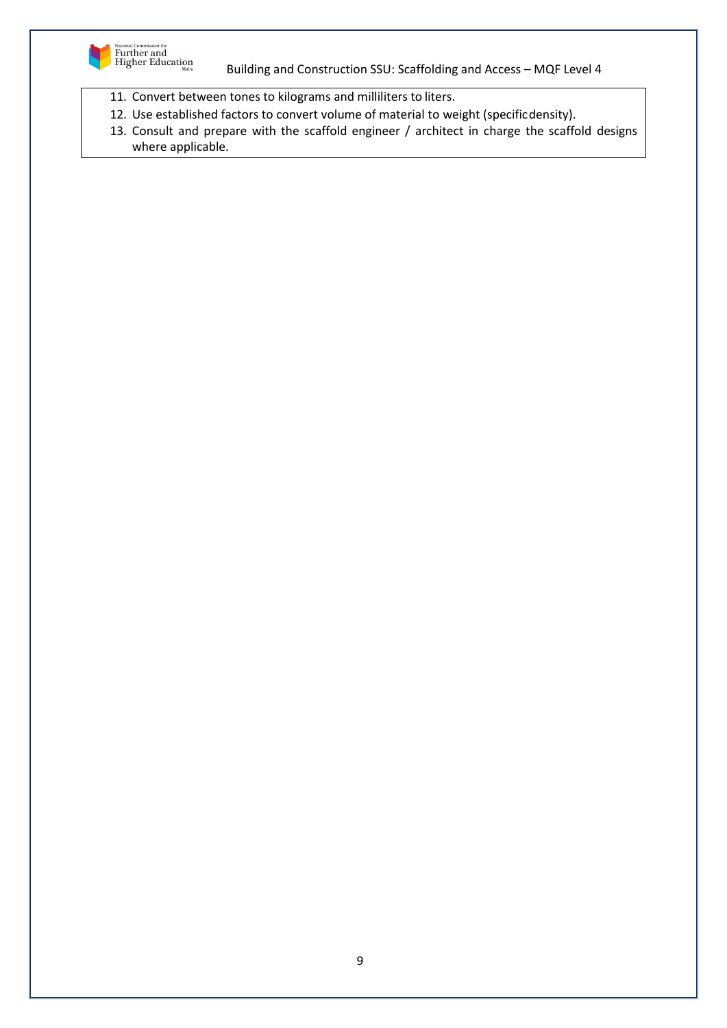11. Convert between tones to kilograms and milliliters to liters.
12. Use established factors to convert volume of material to weight (specific density).
13. Consult and prepare with the scaffold engineer / architect in charge the scaffold designs where applicable.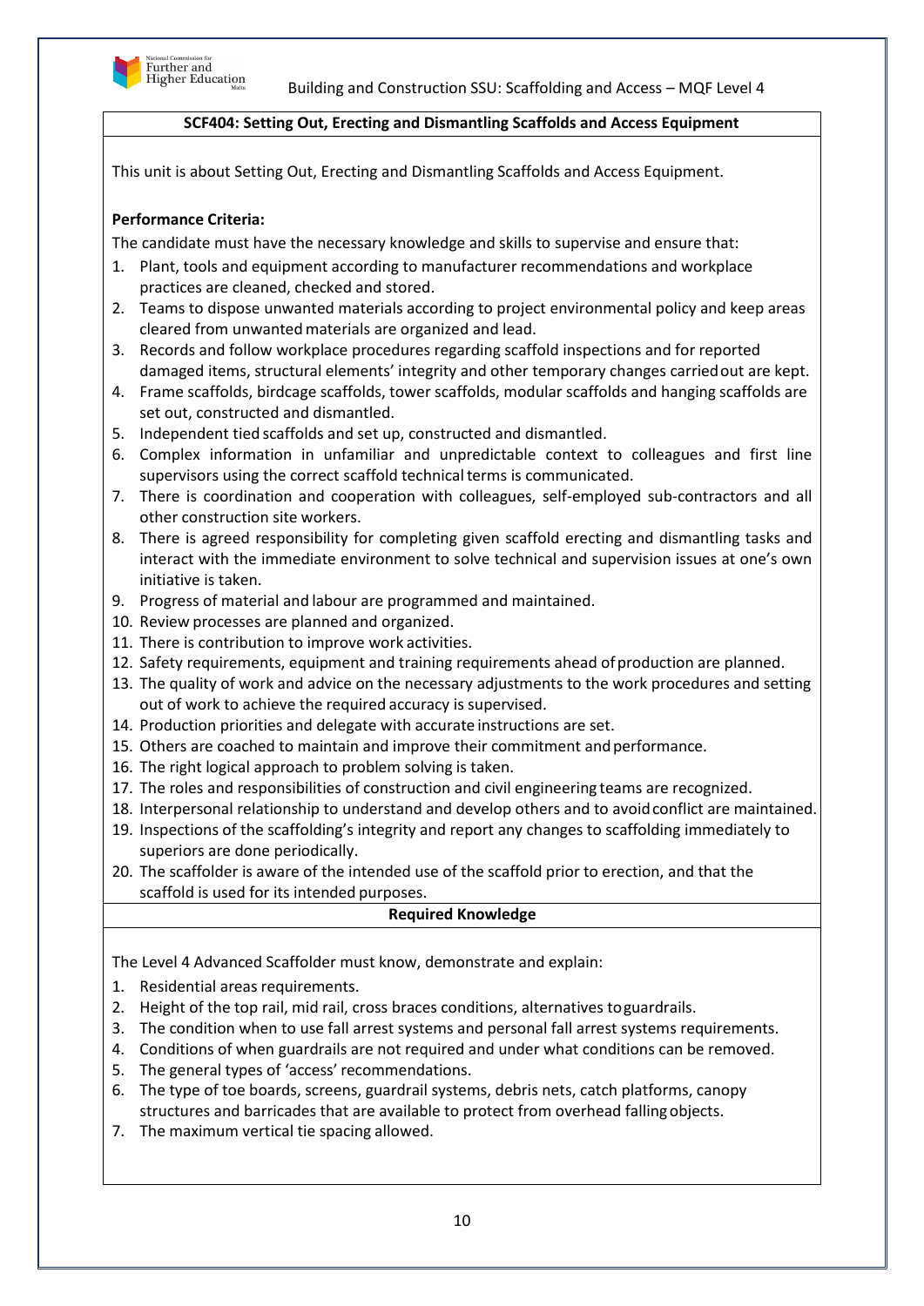**SCF404: Setting Out, Erecting and Dismantling Scaffolds and Access Equipment**

This unit is about Setting Out, Erecting and Dismantling Scaffolds and Access Equipment.

**Performance Criteria:**

The candidate must have the necessary knowledge and skills to supervise and ensure that:

1. Plant, tools and equipment according to manufacturer recommendations and workplace practices are cleaned, checked and stored.
2. Teams to dispose unwanted materials according to project environmental policy and keep areas cleared from unwanted materials are organized and lead.
3. Records and follow workplace procedures regarding scaffold inspections and for reported damaged items, structural elements' integrity and other temporary changes carried out are kept.
4. Frame scaffolds, birdcage scaffolds, tower scaffolds, modular scaffolds and hanging scaffolds are set out, constructed and dismantled.
5. Independent tied scaffolds and set up, constructed and dismantled.
6. Complex information in unfamiliar and unpredictable context to colleagues and first line supervisors using the correct scaffold technical terms is communicated.
7. There is coordination and cooperation with colleagues, self-employed sub-contractors and all other construction site workers.
8. There is agreed responsibility for completing given scaffold erecting and dismantling tasks and interact with the immediate environment to solve technical and supervision issues at one's own initiative is taken.
9. Progress of material and labour are programmed and maintained.
10. Review processes are planned and organized.
11. There is contribution to improve work activities.
12. Safety requirements, equipment and training requirements ahead of production are planned.
13. The quality of work and advice on the necessary adjustments to the work procedures and setting out of work to achieve the required accuracy is supervised.
14. Production priorities and delegate with accurate instructions are set.
15. Others are coached to maintain and improve their commitment and performance.
16. The right logical approach to problem solving is taken.
17. The roles and responsibilities of construction and civil engineering teams are recognized.
18. Interpersonal relationship to understand and develop others and to avoid conflict are maintained.
19. Inspections of the scaffolding's integrity and report any changes to scaffolding immediately to superiors are done periodically.
20. The scaffolder is aware of the intended use of the scaffold prior to erection, and that the scaffold is used for its intended purposes.

**Required Knowledge**

The Level 4 Advanced Scaffolder must know, demonstrate and explain:

1. Residential areas requirements.
2. Height of the top rail, mid rail, cross braces conditions, alternatives to guardrails.
3. The condition when to use fall arrest systems and personal fall arrest systems requirements.
4. Conditions of when guardrails are not required and under what conditions can be removed.
5. The general types of 'access' recommendations.
6. The type of toe boards, screens, guardrail systems, debris nets, catch platforms, canopy structures and barricades that are available to protect from overhead falling objects.
7. The maximum vertical tie spacing allowed.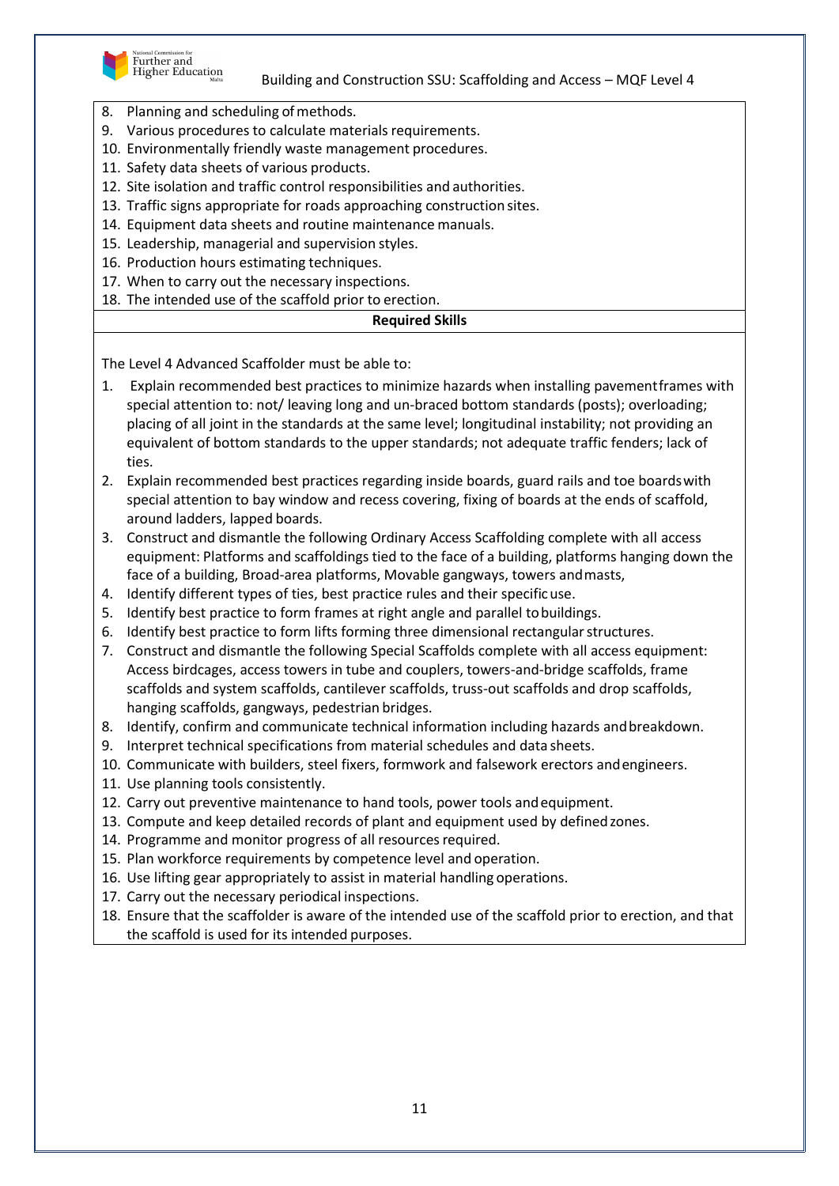8. Planning and scheduling of methods.
9. Various procedures to calculate materials requirements.
10. Environmentally friendly waste management procedures.
11. Safety data sheets of various products.
12. Site isolation and traffic control responsibilities and authorities.
13. Traffic signs appropriate for roads approaching construction sites.
14. Equipment data sheets and routine maintenance manuals.
15. Leadership, managerial and supervision styles.
16. Production hours estimating techniques.
17. When to carry out the necessary inspections.
18. The intended use of the scaffold prior to erection.

**Required Skills**

The Level 4 Advanced Scaffolder must be able to:

1. Explain recommended best practices to minimize hazards when installing pavement frames with special attention to: not/ leaving long and un-braced bottom standards (posts); overloading; placing of all joint in the standards at the same level; longitudinal instability; not providing an equivalent of bottom standards to the upper standards; not adequate traffic fenders; lack of ties.
2. Explain recommended best practices regarding inside boards, guard rails and toe boards with special attention to bay window and recess covering, fixing of boards at the ends of scaffold, around ladders, lapped boards.
3. Construct and dismantle the following Ordinary Access Scaffolding complete with all access equipment: Platforms and scaffoldings tied to the face of a building, platforms hanging down the face of a building, Broad-area platforms, Movable gangways, towers and masts,
4. Identify different types of ties, best practice rules and their specific use.
5. Identify best practice to form frames at right angle and parallel to buildings.
6. Identify best practice to form lifts forming three dimensional rectangular structures.
7. Construct and dismantle the following Special Scaffolds complete with all access equipment: Access birdcages, access towers in tube and couplers, towers-and-bridge scaffolds, frame scaffolds and system scaffolds, cantilever scaffolds, truss-out scaffolds and drop scaffolds, hanging scaffolds, gangways, pedestrian bridges.
8. Identify, confirm and communicate technical information including hazards and breakdown.
9. Interpret technical specifications from material schedules and data sheets.
10. Communicate with builders, steel fixers, formwork and falsework erectors and engineers.
11. Use planning tools consistently.
12. Carry out preventive maintenance to hand tools, power tools and equipment.
13. Compute and keep detailed records of plant and equipment used by defined zones.
14. Programme and monitor progress of all resources required.
15. Plan workforce requirements by competence level and operation.
16. Use lifting gear appropriately to assist in material handling operations.
17. Carry out the necessary periodical inspections.
18. Ensure that the scaffolder is aware of the intended use of the scaffold prior to erection, and that the scaffold is used for its intended purposes.